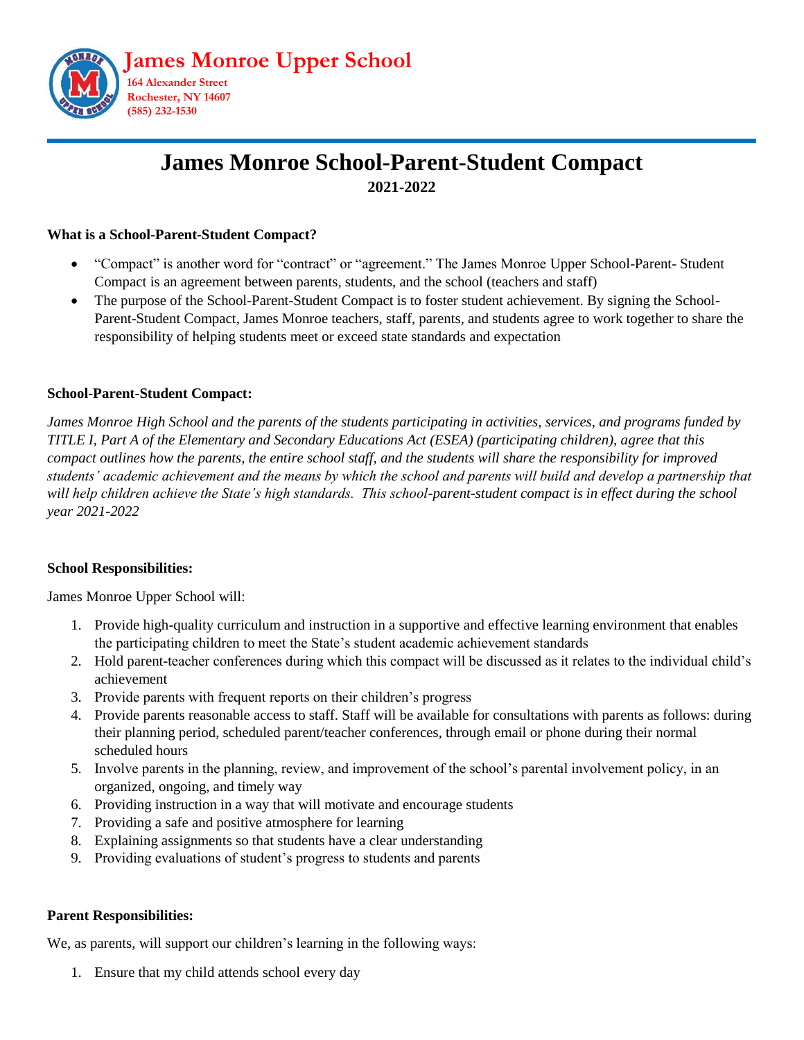# James Monroe Upper School

**164 Alexander Street**
**Rochester, NY 14607**
**(585) 232-1530**

## James Monroe School-Parent-Student Compact

**2021-2022**

**What is a School-Parent-Student Compact?**

- "Compact" is another word for "contract" or "agreement." The James Monroe Upper School-Parent- Student Compact is an agreement between parents, students, and the school (teachers and staff)
- The purpose of the School-Parent-Student Compact is to foster student achievement. By signing the School-Parent-Student Compact, James Monroe teachers, staff, parents, and students agree to work together to share the responsibility of helping students meet or exceed state standards and expectation

**School-Parent-Student Compact:**

*James Monroe High School and the parents of the students participating in activities, services, and programs funded by TITLE I, Part A of the Elementary and Secondary Educations Act (ESEA) (participating children), agree that this compact outlines how the parents, the entire school staff, and the students will share the responsibility for improved students' academic achievement and the means by which the school and parents will build and develop a partnership that will help children achieve the State's high standards. This school-parent-student compact is in effect during the school year 2021-2022*

**School Responsibilities:**

James Monroe Upper School will:

1. Provide high-quality curriculum and instruction in a supportive and effective learning environment that enables the participating children to meet the State's student academic achievement standards
2. Hold parent-teacher conferences during which this compact will be discussed as it relates to the individual child's achievement
3. Provide parents with frequent reports on their children's progress
4. Provide parents reasonable access to staff. Staff will be available for consultations with parents as follows: during their planning period, scheduled parent/teacher conferences, through email or phone during their normal scheduled hours
5. Involve parents in the planning, review, and improvement of the school's parental involvement policy, in an organized, ongoing, and timely way
6. Providing instruction in a way that will motivate and encourage students
7. Providing a safe and positive atmosphere for learning
8. Explaining assignments so that students have a clear understanding
9. Providing evaluations of student's progress to students and parents

**Parent Responsibilities:**

We, as parents, will support our children's learning in the following ways:

1. Ensure that my child attends school every day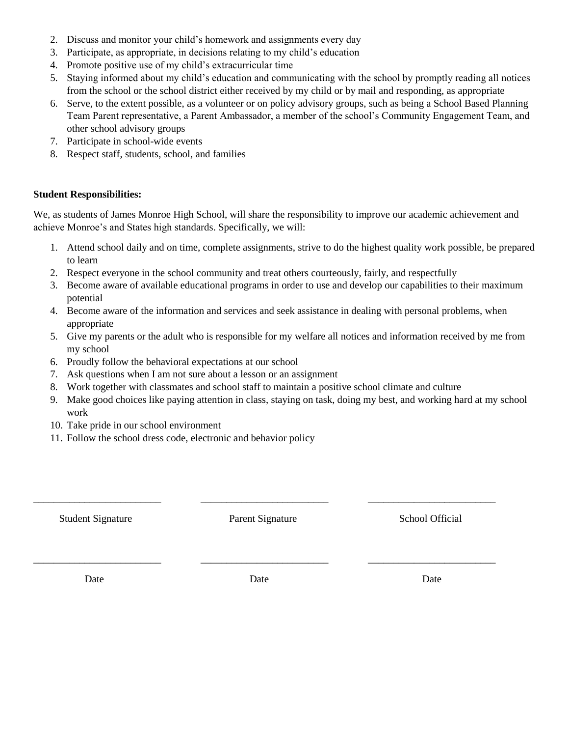2. Discuss and monitor your child's homework and assignments every day
3. Participate, as appropriate, in decisions relating to my child's education
4. Promote positive use of my child's extracurricular time
5. Staying informed about my child's education and communicating with the school by promptly reading all notices from the school or the school district either received by my child or by mail and responding, as appropriate
6. Serve, to the extent possible, as a volunteer or on policy advisory groups, such as being a School Based Planning Team Parent representative, a Parent Ambassador, a member of the school's Community Engagement Team, and other school advisory groups
7. Participate in school-wide events
8. Respect staff, students, school, and families

**Student Responsibilities:**

We, as students of James Monroe High School, will share the responsibility to improve our academic achievement and achieve Monroe's and States high standards. Specifically, we will:

1. Attend school daily and on time, complete assignments, strive to do the highest quality work possible, be prepared to learn
2. Respect everyone in the school community and treat others courteously, fairly, and respectfully
3. Become aware of available educational programs in order to use and develop our capabilities to their maximum potential
4. Become aware of the information and services and seek assistance in dealing with personal problems, when appropriate
5. Give my parents or the adult who is responsible for my welfare all notices and information received by me from my school
6. Proudly follow the behavioral expectations at our school
7. Ask questions when I am not sure about a lesson or an assignment
8. Work together with classmates and school staff to maintain a positive school climate and culture
9. Make good choices like paying attention in class, staying on task, doing my best, and working hard at my school work
10. Take pride in our school environment
11. Follow the school dress code, electronic and behavior policy

| | | |
|---|---|---|
| _________________________ | _________________________ | _________________________ |
| Student Signature | Parent Signature | School Official |
| _________________________ | _________________________ | _________________________ |
| Date | Date | Date |